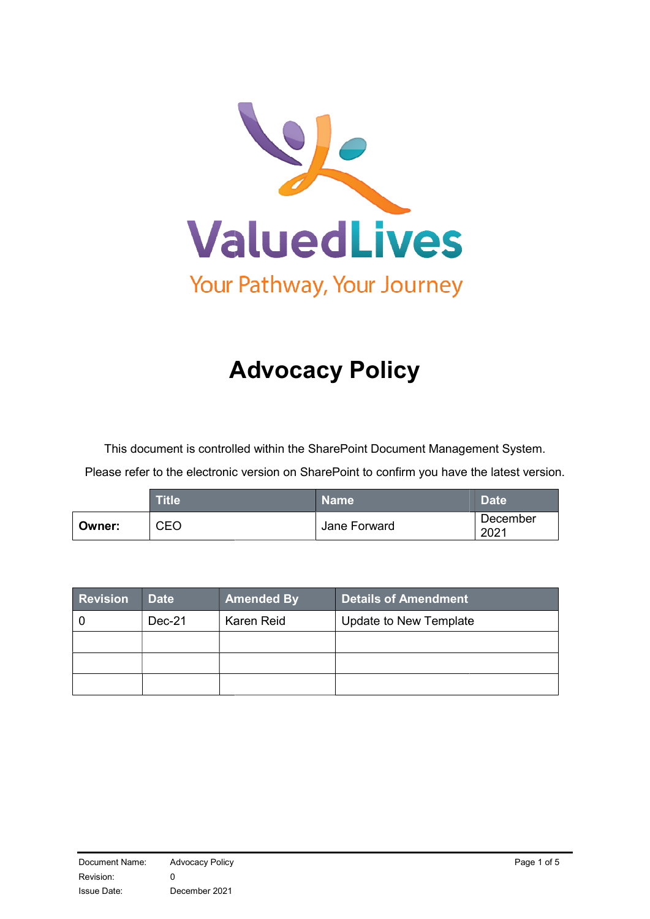ValuedLives

Your Pathway, Your Journey

# Advocacy Policy

This document is controlled within the SharePoint Document Management System.

Please refer to the electronic version on SharePoint to confirm you have the latest version.

| | Title | Name | Date |
|---|---|---|---|
| **Owner:** | CEO | Jane Forward | December 2021 |

| Revision | Date | Amended By | Details of Amendment |
|---|---|---|---|
| 0 | Dec-21 | Karen Reid | Update to New Template |
| | | | |
| | | | |
| | | | |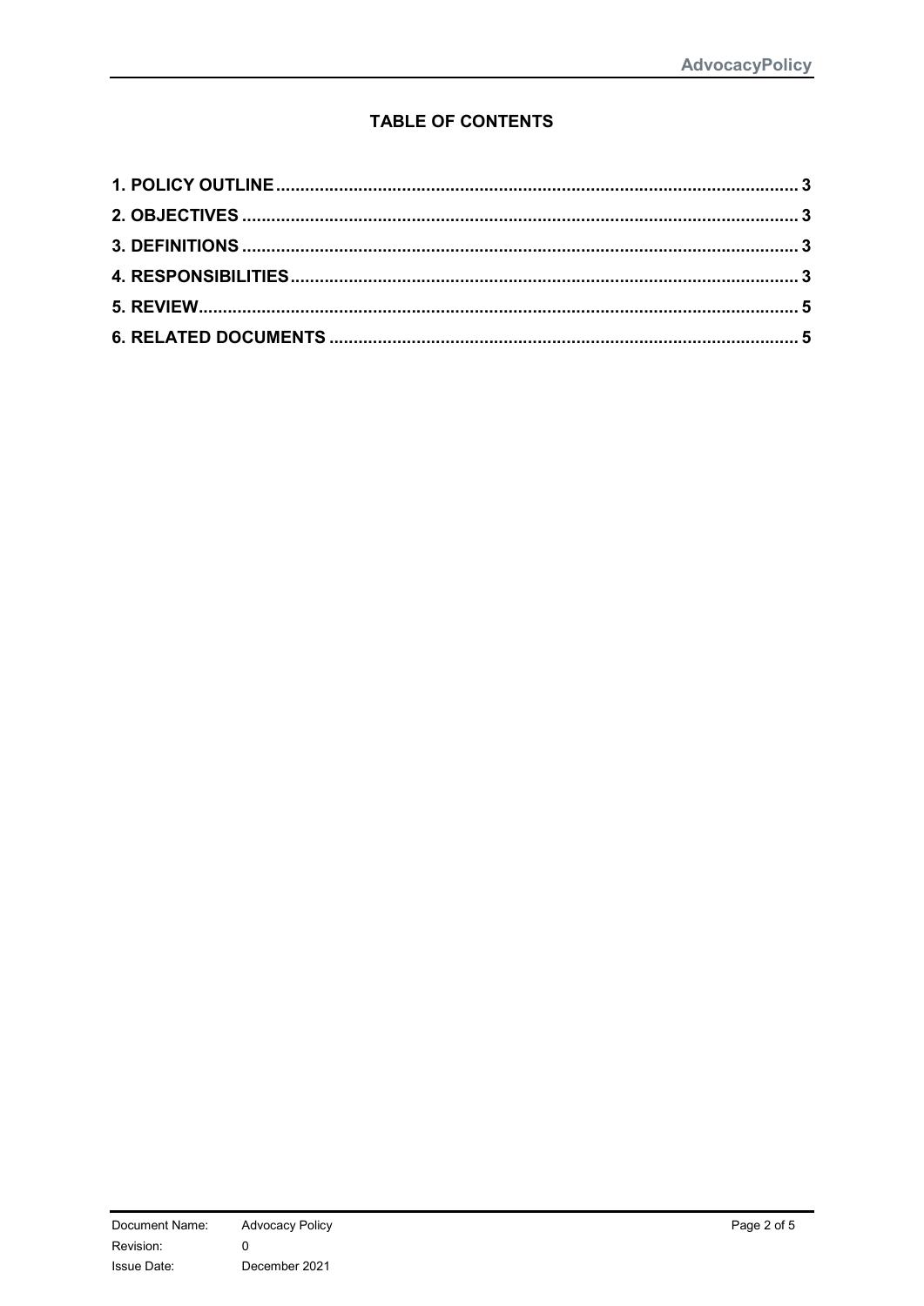## TABLE OF CONTENTS

**1. POLICY OUTLINE** .......... 3
**2. OBJECTIVES** .......... 3
**3. DEFINITIONS** .......... 3
**4. RESPONSIBILITIES** .......... 3
**5. REVIEW** .......... 5
**6. RELATED DOCUMENTS** .......... 5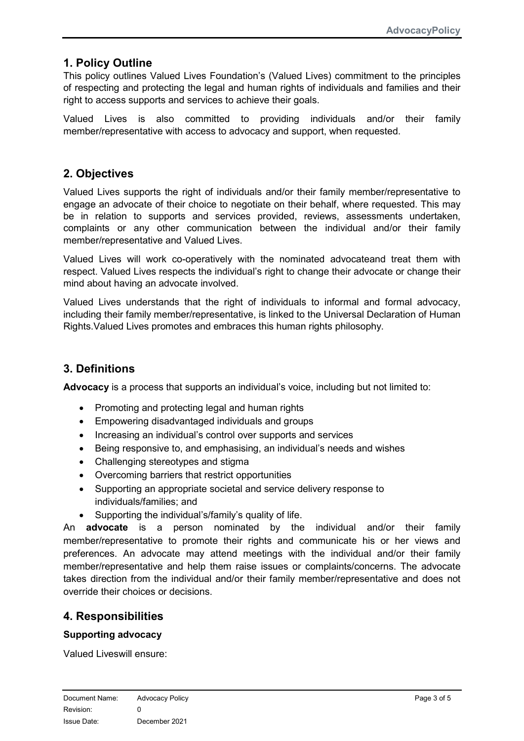## 1. Policy Outline

This policy outlines Valued Lives Foundation's (Valued Lives) commitment to the principles of respecting and protecting the legal and human rights of individuals and families and their right to access supports and services to achieve their goals.

Valued Lives is also committed to providing individuals and/or their family member/representative with access to advocacy and support, when requested.

## 2. Objectives

Valued Lives supports the right of individuals and/or their family member/representative to engage an advocate of their choice to negotiate on their behalf, where requested. This may be in relation to supports and services provided, reviews, assessments undertaken, complaints or any other communication between the individual and/or their family member/representative and Valued Lives.

Valued Lives will work co-operatively with the nominated advocateand treat them with respect. Valued Lives respects the individual's right to change their advocate or change their mind about having an advocate involved.

Valued Lives understands that the right of individuals to informal and formal advocacy, including their family member/representative, is linked to the Universal Declaration of Human Rights.Valued Lives promotes and embraces this human rights philosophy.

## 3. Definitions

**Advocacy** is a process that supports an individual's voice, including but not limited to:

- Promoting and protecting legal and human rights
- Empowering disadvantaged individuals and groups
- Increasing an individual's control over supports and services
- Being responsive to, and emphasising, an individual's needs and wishes
- Challenging stereotypes and stigma
- Overcoming barriers that restrict opportunities
- Supporting an appropriate societal and service delivery response to individuals/families; and
- Supporting the individual's/family's quality of life.

An **advocate** is a person nominated by the individual and/or their family member/representative to promote their rights and communicate his or her views and preferences. An advocate may attend meetings with the individual and/or their family member/representative and help them raise issues or complaints/concerns. The advocate takes direction from the individual and/or their family member/representative and does not override their choices or decisions.

## 4. Responsibilities

### Supporting advocacy

Valued Liveswill ensure: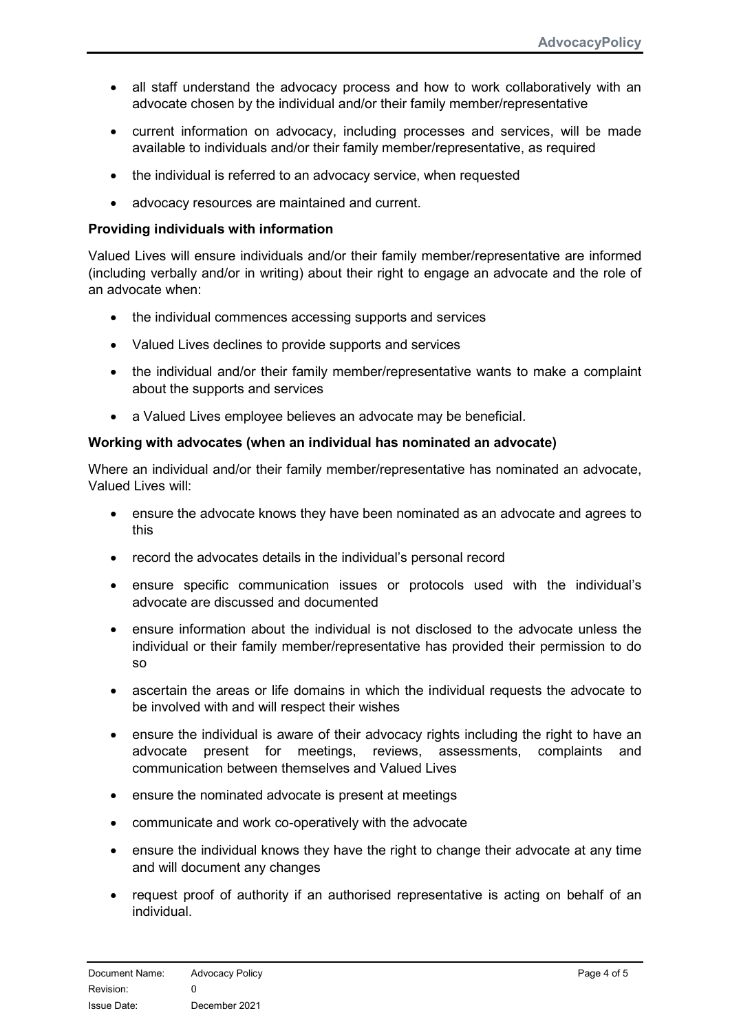- all staff understand the advocacy process and how to work collaboratively with an advocate chosen by the individual and/or their family member/representative
- current information on advocacy, including processes and services, will be made available to individuals and/or their family member/representative, as required
- the individual is referred to an advocacy service, when requested
- advocacy resources are maintained and current.

**Providing individuals with information**

Valued Lives will ensure individuals and/or their family member/representative are informed (including verbally and/or in writing) about their right to engage an advocate and the role of an advocate when:

- the individual commences accessing supports and services
- Valued Lives declines to provide supports and services
- the individual and/or their family member/representative wants to make a complaint about the supports and services
- a Valued Lives employee believes an advocate may be beneficial.

**Working with advocates (when an individual has nominated an advocate)**

Where an individual and/or their family member/representative has nominated an advocate, Valued Lives will:

- ensure the advocate knows they have been nominated as an advocate and agrees to this
- record the advocates details in the individual's personal record
- ensure specific communication issues or protocols used with the individual's advocate are discussed and documented
- ensure information about the individual is not disclosed to the advocate unless the individual or their family member/representative has provided their permission to do so
- ascertain the areas or life domains in which the individual requests the advocate to be involved with and will respect their wishes
- ensure the individual is aware of their advocacy rights including the right to have an advocate present for meetings, reviews, assessments, complaints and communication between themselves and Valued Lives
- ensure the nominated advocate is present at meetings
- communicate and work co-operatively with the advocate
- ensure the individual knows they have the right to change their advocate at any time and will document any changes
- request proof of authority if an authorised representative is acting on behalf of an individual.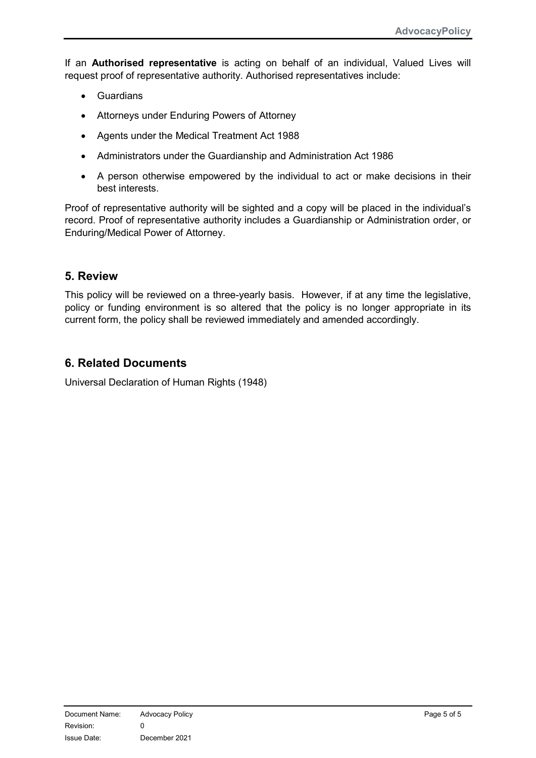If an **Authorised representative** is acting on behalf of an individual, Valued Lives will request proof of representative authority. Authorised representatives include:

- Guardians
- Attorneys under Enduring Powers of Attorney
- Agents under the Medical Treatment Act 1988
- Administrators under the Guardianship and Administration Act 1986
- A person otherwise empowered by the individual to act or make decisions in their best interests.

Proof of representative authority will be sighted and a copy will be placed in the individual's record. Proof of representative authority includes a Guardianship or Administration order, or Enduring/Medical Power of Attorney.

## 5. Review

This policy will be reviewed on a three-yearly basis. However, if at any time the legislative, policy or funding environment is so altered that the policy is no longer appropriate in its current form, the policy shall be reviewed immediately and amended accordingly.

## 6. Related Documents

Universal Declaration of Human Rights (1948)